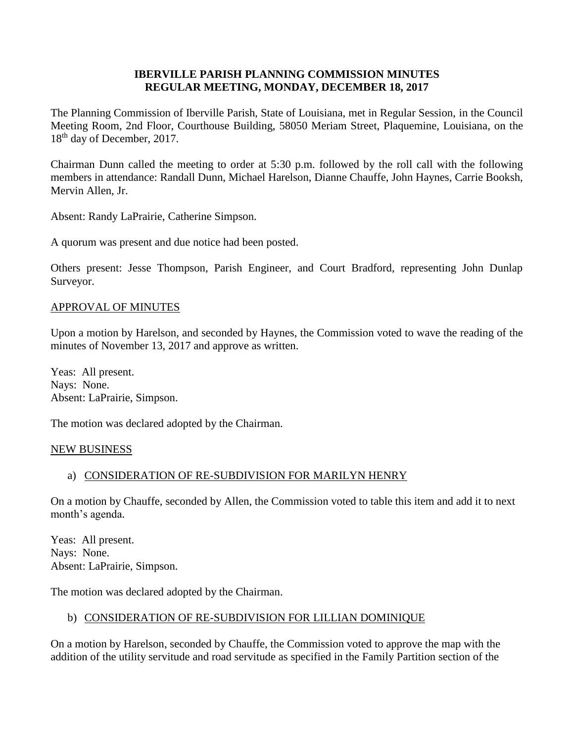**IBERVILLE PARISH PLANNING COMMISSION MINUTES**
**REGULAR MEETING, MONDAY, DECEMBER 18, 2017**

The Planning Commission of Iberville Parish, State of Louisiana, met in Regular Session, in the Council Meeting Room, 2nd Floor, Courthouse Building, 58050 Meriam Street, Plaquemine, Louisiana, on the 18th day of December, 2017.

Chairman Dunn called the meeting to order at 5:30 p.m. followed by the roll call with the following members in attendance: Randall Dunn, Michael Harelson, Dianne Chauffe, John Haynes, Carrie Booksh, Mervin Allen, Jr.

Absent: Randy LaPrairie, Catherine Simpson.

A quorum was present and due notice had been posted.

Others present: Jesse Thompson, Parish Engineer, and Court Bradford, representing John Dunlap Surveyor.

APPROVAL OF MINUTES

Upon a motion by Harelson, and seconded by Haynes, the Commission voted to wave the reading of the minutes of November 13, 2017 and approve as written.

Yeas: All present.
Nays: None.
Absent: LaPrairie, Simpson.

The motion was declared adopted by the Chairman.

NEW BUSINESS

a) CONSIDERATION OF RE-SUBDIVISION FOR MARILYN HENRY

On a motion by Chauffe, seconded by Allen, the Commission voted to table this item and add it to next month's agenda.

Yeas: All present.
Nays: None.
Absent: LaPrairie, Simpson.

The motion was declared adopted by the Chairman.

b) CONSIDERATION OF RE-SUBDIVISION FOR LILLIAN DOMINIQUE

On a motion by Harelson, seconded by Chauffe, the Commission voted to approve the map with the addition of the utility servitude and road servitude as specified in the Family Partition section of the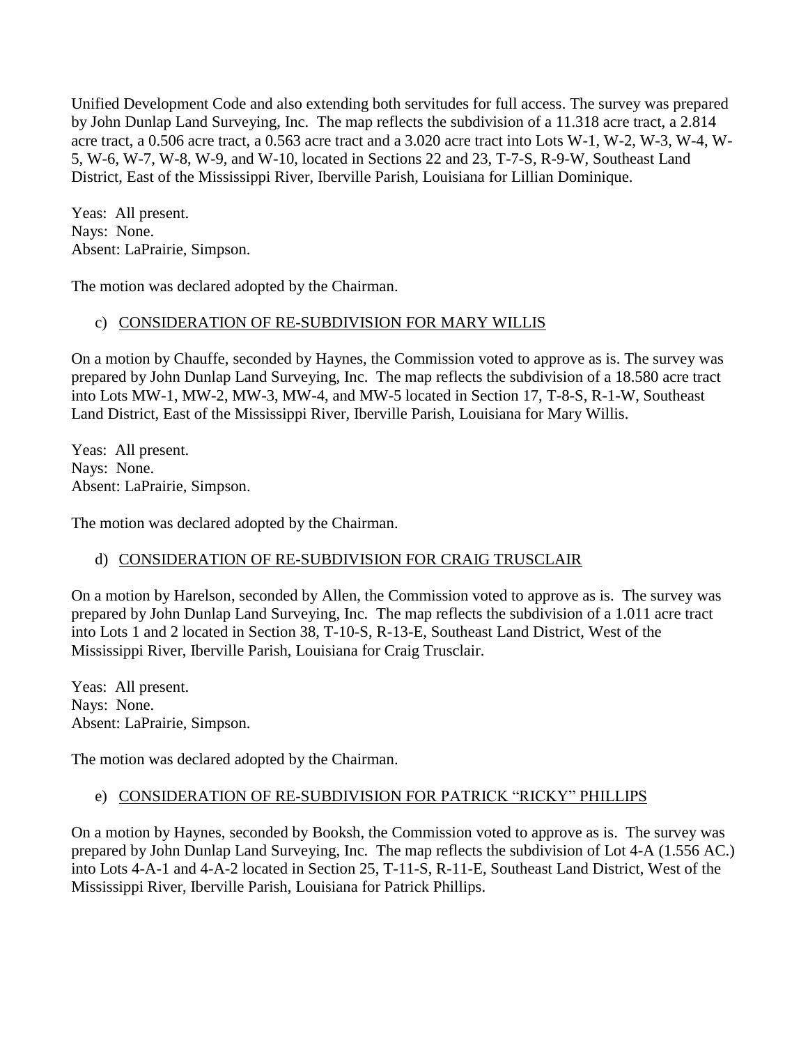Unified Development Code and also extending both servitudes for full access. The survey was prepared by John Dunlap Land Surveying, Inc. The map reflects the subdivision of a 11.318 acre tract, a 2.814 acre tract, a 0.506 acre tract, a 0.563 acre tract and a 3.020 acre tract into Lots W-1, W-2, W-3, W-4, W-5, W-6, W-7, W-8, W-9, and W-10, located in Sections 22 and 23, T-7-S, R-9-W, Southeast Land District, East of the Mississippi River, Iberville Parish, Louisiana for Lillian Dominique.

Yeas: All present.
Nays: None.
Absent: LaPrairie, Simpson.

The motion was declared adopted by the Chairman.

c) CONSIDERATION OF RE-SUBDIVISION FOR MARY WILLIS

On a motion by Chauffe, seconded by Haynes, the Commission voted to approve as is. The survey was prepared by John Dunlap Land Surveying, Inc. The map reflects the subdivision of a 18.580 acre tract into Lots MW-1, MW-2, MW-3, MW-4, and MW-5 located in Section 17, T-8-S, R-1-W, Southeast Land District, East of the Mississippi River, Iberville Parish, Louisiana for Mary Willis.

Yeas: All present.
Nays: None.
Absent: LaPrairie, Simpson.

The motion was declared adopted by the Chairman.

d) CONSIDERATION OF RE-SUBDIVISION FOR CRAIG TRUSCLAIR

On a motion by Harelson, seconded by Allen, the Commission voted to approve as is. The survey was prepared by John Dunlap Land Surveying, Inc. The map reflects the subdivision of a 1.011 acre tract into Lots 1 and 2 located in Section 38, T-10-S, R-13-E, Southeast Land District, West of the Mississippi River, Iberville Parish, Louisiana for Craig Trusclair.

Yeas: All present.
Nays: None.
Absent: LaPrairie, Simpson.

The motion was declared adopted by the Chairman.

e) CONSIDERATION OF RE-SUBDIVISION FOR PATRICK "RICKY" PHILLIPS

On a motion by Haynes, seconded by Booksh, the Commission voted to approve as is. The survey was prepared by John Dunlap Land Surveying, Inc. The map reflects the subdivision of Lot 4-A (1.556 AC.) into Lots 4-A-1 and 4-A-2 located in Section 25, T-11-S, R-11-E, Southeast Land District, West of the Mississippi River, Iberville Parish, Louisiana for Patrick Phillips.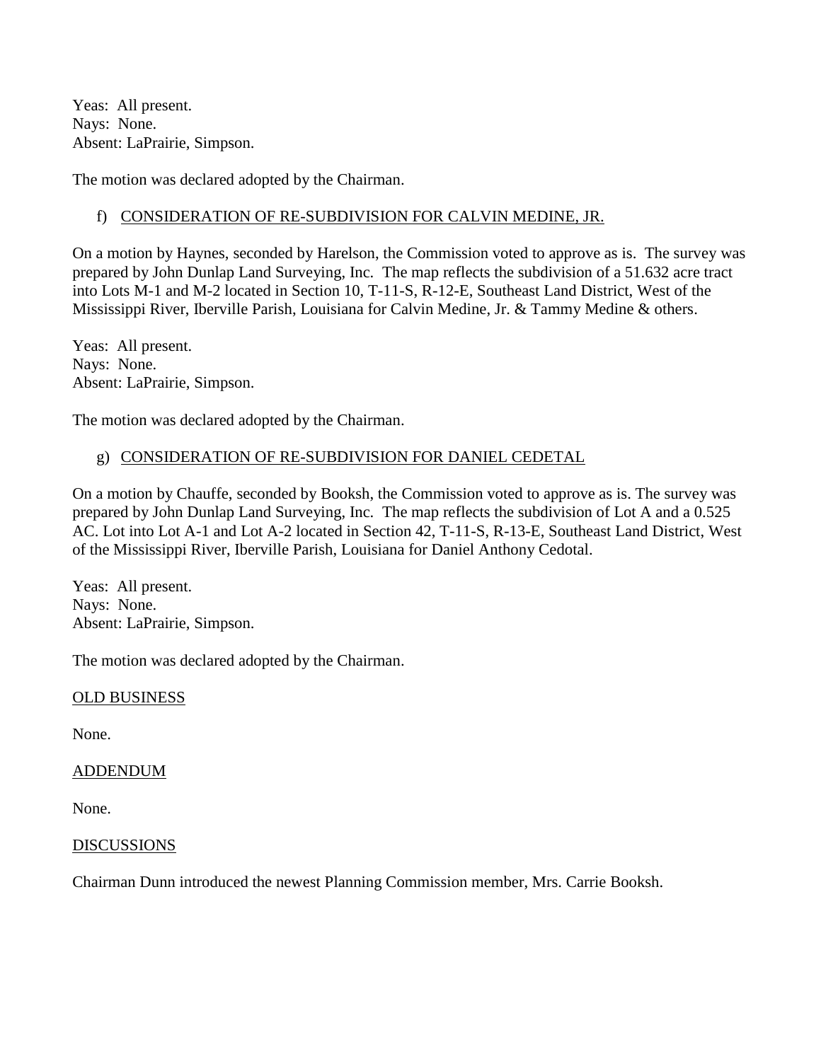Yeas: All present.
Nays: None.
Absent: LaPrairie, Simpson.

The motion was declared adopted by the Chairman.

f) CONSIDERATION OF RE-SUBDIVISION FOR CALVIN MEDINE, JR.

On a motion by Haynes, seconded by Harelson, the Commission voted to approve as is. The survey was prepared by John Dunlap Land Surveying, Inc. The map reflects the subdivision of a 51.632 acre tract into Lots M-1 and M-2 located in Section 10, T-11-S, R-12-E, Southeast Land District, West of the Mississippi River, Iberville Parish, Louisiana for Calvin Medine, Jr. & Tammy Medine & others.

Yeas: All present.
Nays: None.
Absent: LaPrairie, Simpson.

The motion was declared adopted by the Chairman.

g) CONSIDERATION OF RE-SUBDIVISION FOR DANIEL CEDETAL

On a motion by Chauffe, seconded by Booksh, the Commission voted to approve as is. The survey was prepared by John Dunlap Land Surveying, Inc. The map reflects the subdivision of Lot A and a 0.525 AC. Lot into Lot A-1 and Lot A-2 located in Section 42, T-11-S, R-13-E, Southeast Land District, West of the Mississippi River, Iberville Parish, Louisiana for Daniel Anthony Cedotal.

Yeas: All present.
Nays: None.
Absent: LaPrairie, Simpson.

The motion was declared adopted by the Chairman.

OLD BUSINESS

None.

ADDENDUM

None.

DISCUSSIONS

Chairman Dunn introduced the newest Planning Commission member, Mrs. Carrie Booksh.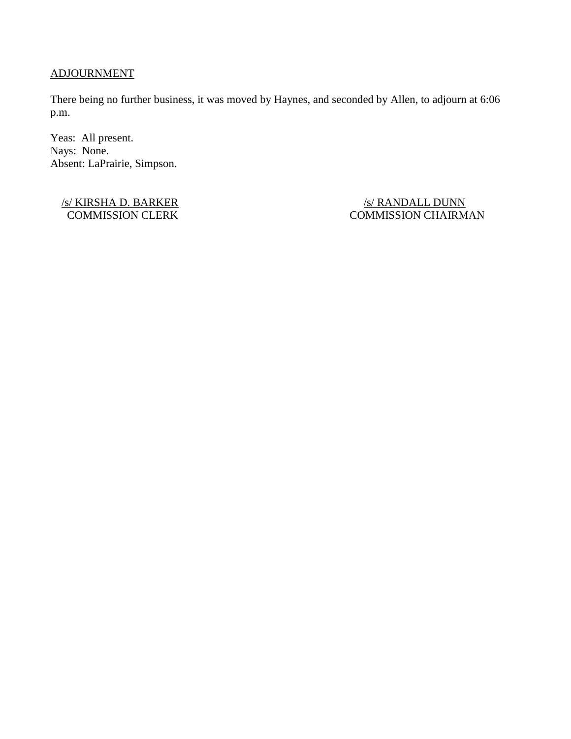ADJOURNMENT

There being no further business, it was moved by Haynes, and seconded by Allen, to adjourn at 6:06 p.m.

Yeas: All present.
Nays: None.
Absent: LaPrairie, Simpson.

/s/ KIRSHA D. BARKER
COMMISSION CLERK

/s/ RANDALL DUNN
COMMISSION CHAIRMAN